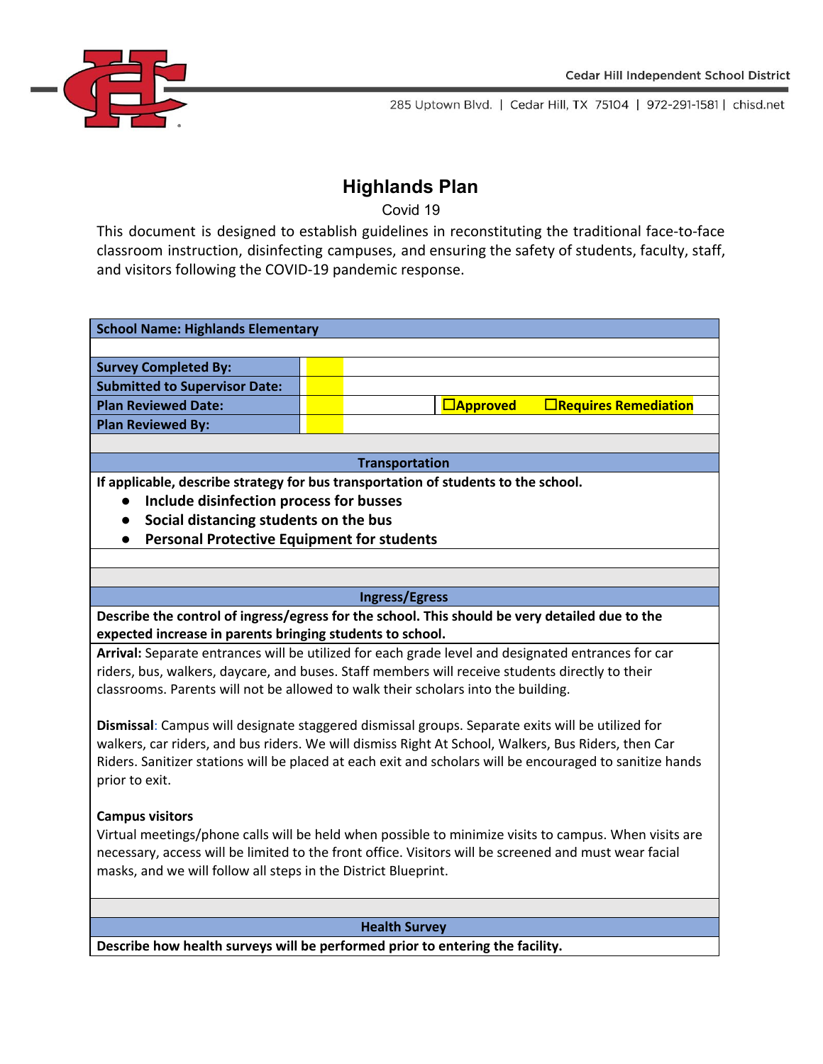Cedar Hill Independent School District

285 Uptown Blvd. | Cedar Hill, TX 75104 | 972-291-1581 | chisd.net

# Highlands Plan

Covid 19

This document is designed to establish guidelines in reconstituting the traditional face-to-face classroom instruction, disinfecting campuses, and ensuring the safety of students, faculty, staff, and visitors following the COVID-19 pandemic response.

| **School Name: Highlands Elementary** | | |
|---|---|---|
| **Survey Completed By:** | | |
| **Submitted to Supervisor Date:** | | |
| **Plan Reviewed Date:** | | ☐**Approved** ☐**Requires Remediation** |
| **Plan Reviewed By:** | | |

## Transportation

**If applicable, describe strategy for bus transportation of students to the school.**

- **Include disinfection process for busses**
- **Social distancing students on the bus**
- **Personal Protective Equipment for students**

## Ingress/Egress

**Describe the control of ingress/egress for the school. This should be very detailed due to the expected increase in parents bringing students to school.**

**Arrival:** Separate entrances will be utilized for each grade level and designated entrances for car riders, bus, walkers, daycare, and buses. Staff members will receive students directly to their classrooms. Parents will not be allowed to walk their scholars into the building.

**Dismissal**: Campus will designate staggered dismissal groups. Separate exits will be utilized for walkers, car riders, and bus riders. We will dismiss Right At School, Walkers, Bus Riders, then Car Riders. Sanitizer stations will be placed at each exit and scholars will be encouraged to sanitize hands prior to exit.

**Campus visitors**

Virtual meetings/phone calls will be held when possible to minimize visits to campus. When visits are necessary, access will be limited to the front office. Visitors will be screened and must wear facial masks, and we will follow all steps in the District Blueprint.

## Health Survey

**Describe how health surveys will be performed prior to entering the facility.**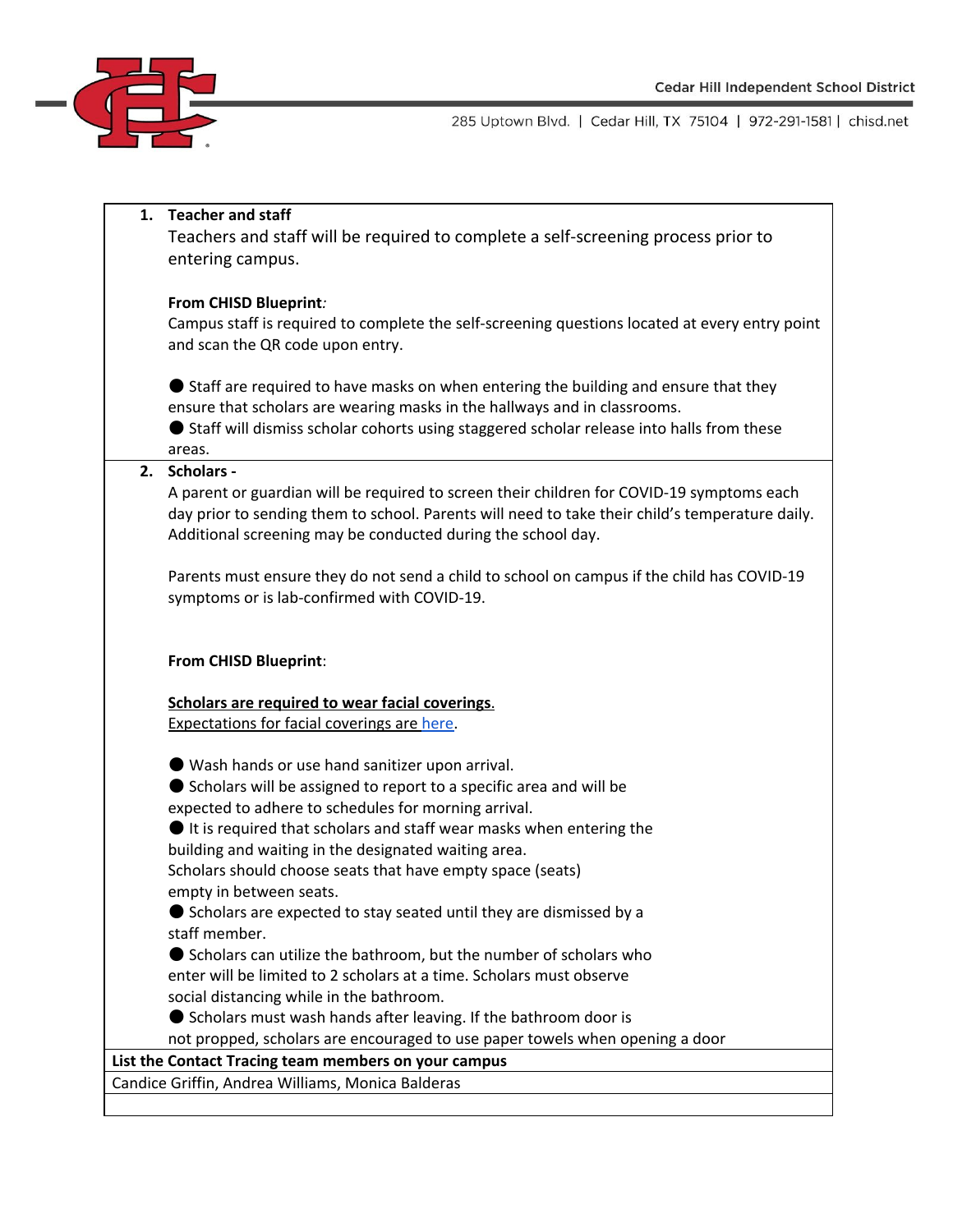1. **Teacher and staff**
   Teachers and staff will be required to complete a self-screening process prior to entering campus.

   **From CHISD Blueprint***:*
   Campus staff is required to complete the self-screening questions located at every entry point and scan the QR code upon entry.

   ● Staff are required to have masks on when entering the building and ensure that they ensure that scholars are wearing masks in the hallways and in classrooms.
   ● Staff will dismiss scholar cohorts using staggered scholar release into halls from these areas.

2. **Scholars -**
   A parent or guardian will be required to screen their children for COVID-19 symptoms each day prior to sending them to school. Parents will need to take their child's temperature daily. Additional screening may be conducted during the school day.

   Parents must ensure they do not send a child to school on campus if the child has COVID-19 symptoms or is lab-confirmed with COVID-19.

   **From CHISD Blueprint**:

   **Scholars are required to wear facial coverings.**
   Expectations for facial coverings are here.

   ● Wash hands or use hand sanitizer upon arrival.
   ● Scholars will be assigned to report to a specific area and will be expected to adhere to schedules for morning arrival.
   ● It is required that scholars and staff wear masks when entering the building and waiting in the designated waiting area.
   Scholars should choose seats that have empty space (seats) empty in between seats.
   ● Scholars are expected to stay seated until they are dismissed by a staff member.
   ● Scholars can utilize the bathroom, but the number of scholars who enter will be limited to 2 scholars at a time. Scholars must observe social distancing while in the bathroom.
   ● Scholars must wash hands after leaving. If the bathroom door is not propped, scholars are encouraged to use paper towels when opening a door

| **List the Contact Tracing team members on your campus** |
|---|
| Candice Griffin, Andrea Williams, Monica Balderas |
| |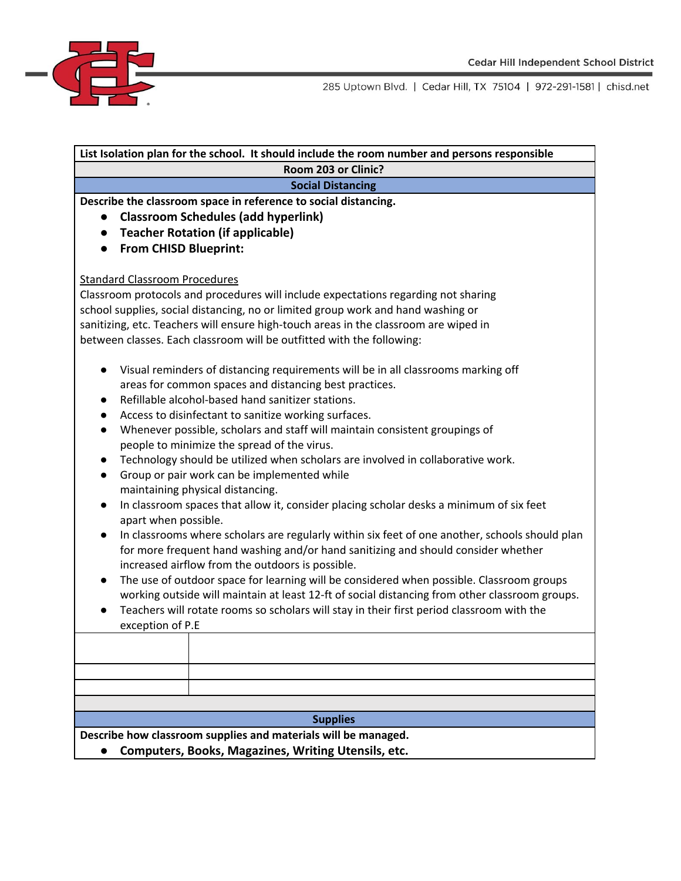**List Isolation plan for the school. It should include the room number and persons responsible**

**Room 203 or Clinic?**

## Social Distancing

**Describe the classroom space in reference to social distancing.**

- **Classroom Schedules (add hyperlink)**
- **Teacher Rotation (if applicable)**
- **From CHISD Blueprint:**

<u>Standard Classroom Procedures</u>

Classroom protocols and procedures will include expectations regarding not sharing school supplies, social distancing, no or limited group work and hand washing or sanitizing, etc. Teachers will ensure high-touch areas in the classroom are wiped in between classes. Each classroom will be outfitted with the following:

- Visual reminders of distancing requirements will be in all classrooms marking off areas for common spaces and distancing best practices.
- Refillable alcohol-based hand sanitizer stations.
- Access to disinfectant to sanitize working surfaces.
- Whenever possible, scholars and staff will maintain consistent groupings of people to minimize the spread of the virus.
- Technology should be utilized when scholars are involved in collaborative work.
- Group or pair work can be implemented while maintaining physical distancing.
- In classroom spaces that allow it, consider placing scholar desks a minimum of six feet apart when possible.
- In classrooms where scholars are regularly within six feet of one another, schools should plan for more frequent hand washing and/or hand sanitizing and should consider whether increased airflow from the outdoors is possible.
- The use of outdoor space for learning will be considered when possible. Classroom groups working outside will maintain at least 12-ft of social distancing from other classroom groups.
- Teachers will rotate rooms so scholars will stay in their first period classroom with the exception of P.E

| | |
|---|---|
| | |
| | |
| | |

## Supplies

**Describe how classroom supplies and materials will be managed.**

- **Computers, Books, Magazines, Writing Utensils, etc.**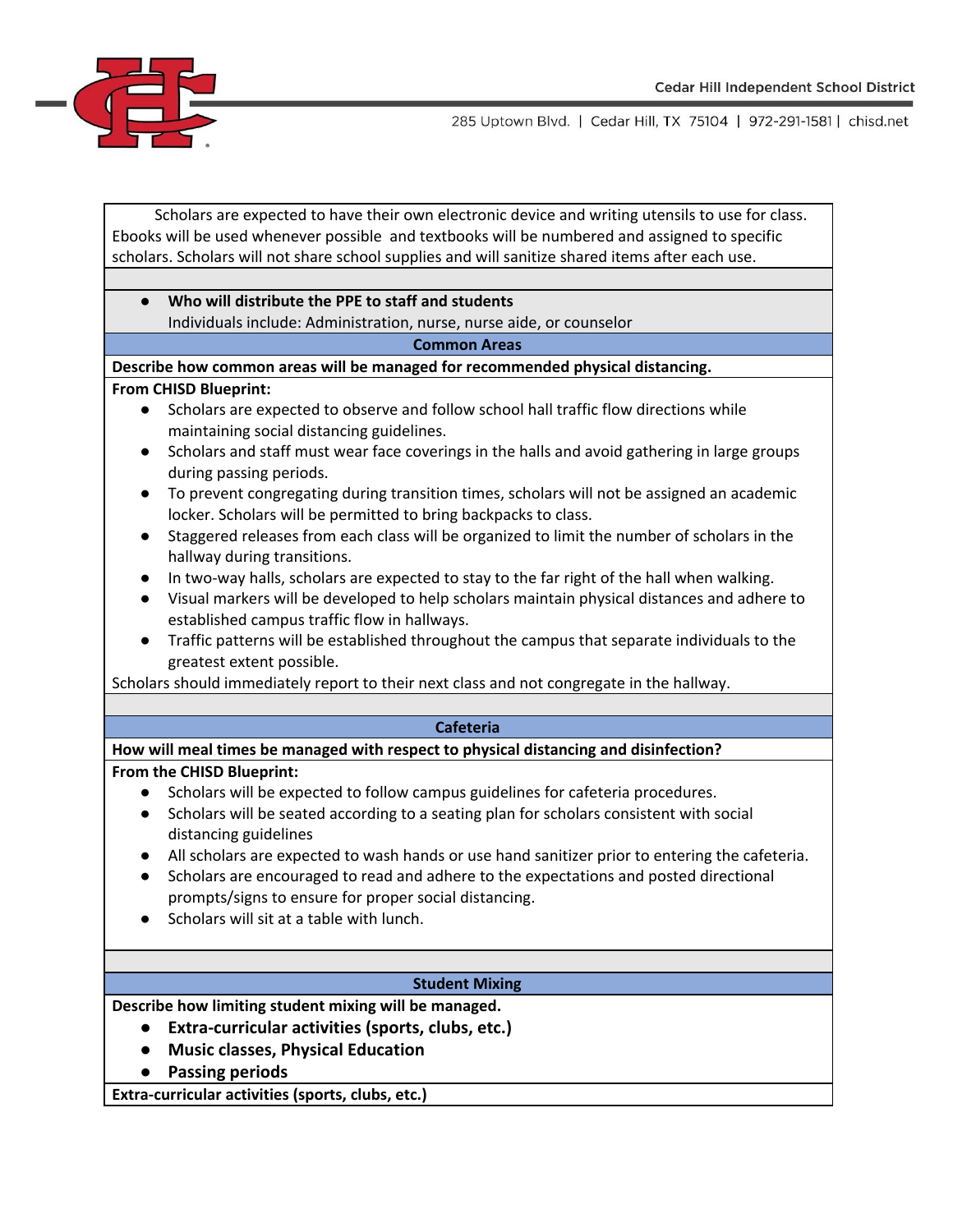Scholars are expected to have their own electronic device and writing utensils to use for class. Ebooks will be used whenever possible and textbooks will be numbered and assigned to specific scholars. Scholars will not share school supplies and will sanitize shared items after each use.

- **Who will distribute the PPE to staff and students**
  Individuals include: Administration, nurse, nurse aide, or counselor

## Common Areas

**Describe how common areas will be managed for recommended physical distancing.**

**From CHISD Blueprint:**

- Scholars are expected to observe and follow school hall traffic flow directions while maintaining social distancing guidelines.
- Scholars and staff must wear face coverings in the halls and avoid gathering in large groups during passing periods.
- To prevent congregating during transition times, scholars will not be assigned an academic locker. Scholars will be permitted to bring backpacks to class.
- Staggered releases from each class will be organized to limit the number of scholars in the hallway during transitions.
- In two-way halls, scholars are expected to stay to the far right of the hall when walking.
- Visual markers will be developed to help scholars maintain physical distances and adhere to established campus traffic flow in hallways.
- Traffic patterns will be established throughout the campus that separate individuals to the greatest extent possible.

Scholars should immediately report to their next class and not congregate in the hallway.

## Cafeteria

**How will meal times be managed with respect to physical distancing and disinfection?**

**From the CHISD Blueprint:**

- Scholars will be expected to follow campus guidelines for cafeteria procedures.
- Scholars will be seated according to a seating plan for scholars consistent with social distancing guidelines
- All scholars are expected to wash hands or use hand sanitizer prior to entering the cafeteria.
- Scholars are encouraged to read and adhere to the expectations and posted directional prompts/signs to ensure for proper social distancing.
- Scholars will sit at a table with lunch.

## Student Mixing

**Describe how limiting student mixing will be managed.**

- **Extra-curricular activities (sports, clubs, etc.)**
- **Music classes, Physical Education**
- **Passing periods**

**Extra-curricular activities (sports, clubs, etc.)**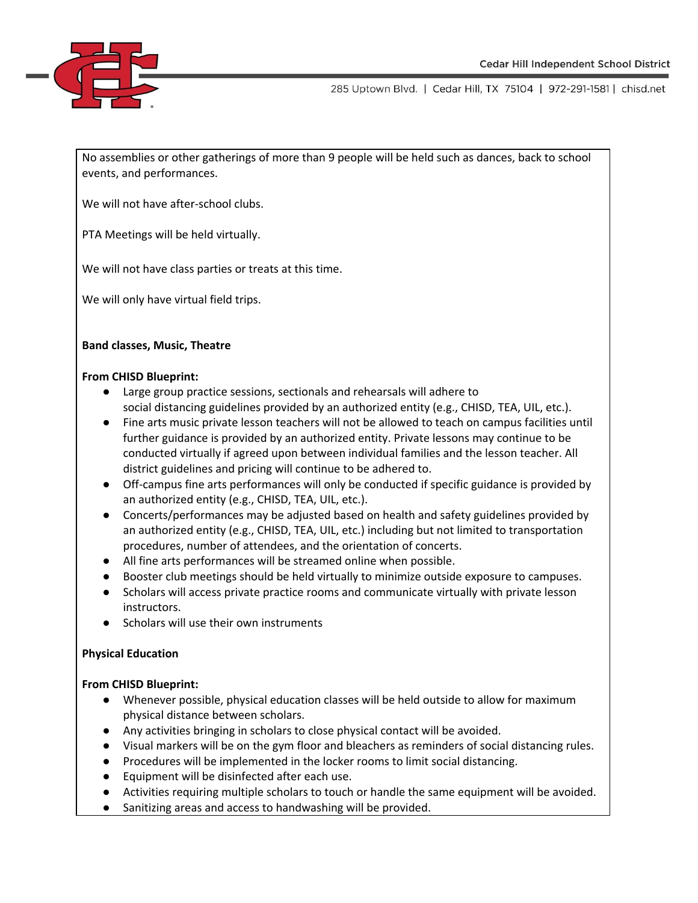No assemblies or other gatherings of more than 9 people will be held such as dances, back to school events, and performances.

We will not have after-school clubs.

PTA Meetings will be held virtually.

We will not have class parties or treats at this time.

We will only have virtual field trips.

**Band classes, Music, Theatre**

**From CHISD Blueprint:**

- Large group practice sessions, sectionals and rehearsals will adhere to social distancing guidelines provided by an authorized entity (e.g., CHISD, TEA, UIL, etc.).
- Fine arts music private lesson teachers will not be allowed to teach on campus facilities until further guidance is provided by an authorized entity. Private lessons may continue to be conducted virtually if agreed upon between individual families and the lesson teacher. All district guidelines and pricing will continue to be adhered to.
- Off-campus fine arts performances will only be conducted if specific guidance is provided by an authorized entity (e.g., CHISD, TEA, UIL, etc.).
- Concerts/performances may be adjusted based on health and safety guidelines provided by an authorized entity (e.g., CHISD, TEA, UIL, etc.) including but not limited to transportation procedures, number of attendees, and the orientation of concerts.
- All fine arts performances will be streamed online when possible.
- Booster club meetings should be held virtually to minimize outside exposure to campuses.
- Scholars will access private practice rooms and communicate virtually with private lesson instructors.
- Scholars will use their own instruments

**Physical Education**

**From CHISD Blueprint:**

- Whenever possible, physical education classes will be held outside to allow for maximum physical distance between scholars.
- Any activities bringing in scholars to close physical contact will be avoided.
- Visual markers will be on the gym floor and bleachers as reminders of social distancing rules.
- Procedures will be implemented in the locker rooms to limit social distancing.
- Equipment will be disinfected after each use.
- Activities requiring multiple scholars to touch or handle the same equipment will be avoided.
- Sanitizing areas and access to handwashing will be provided.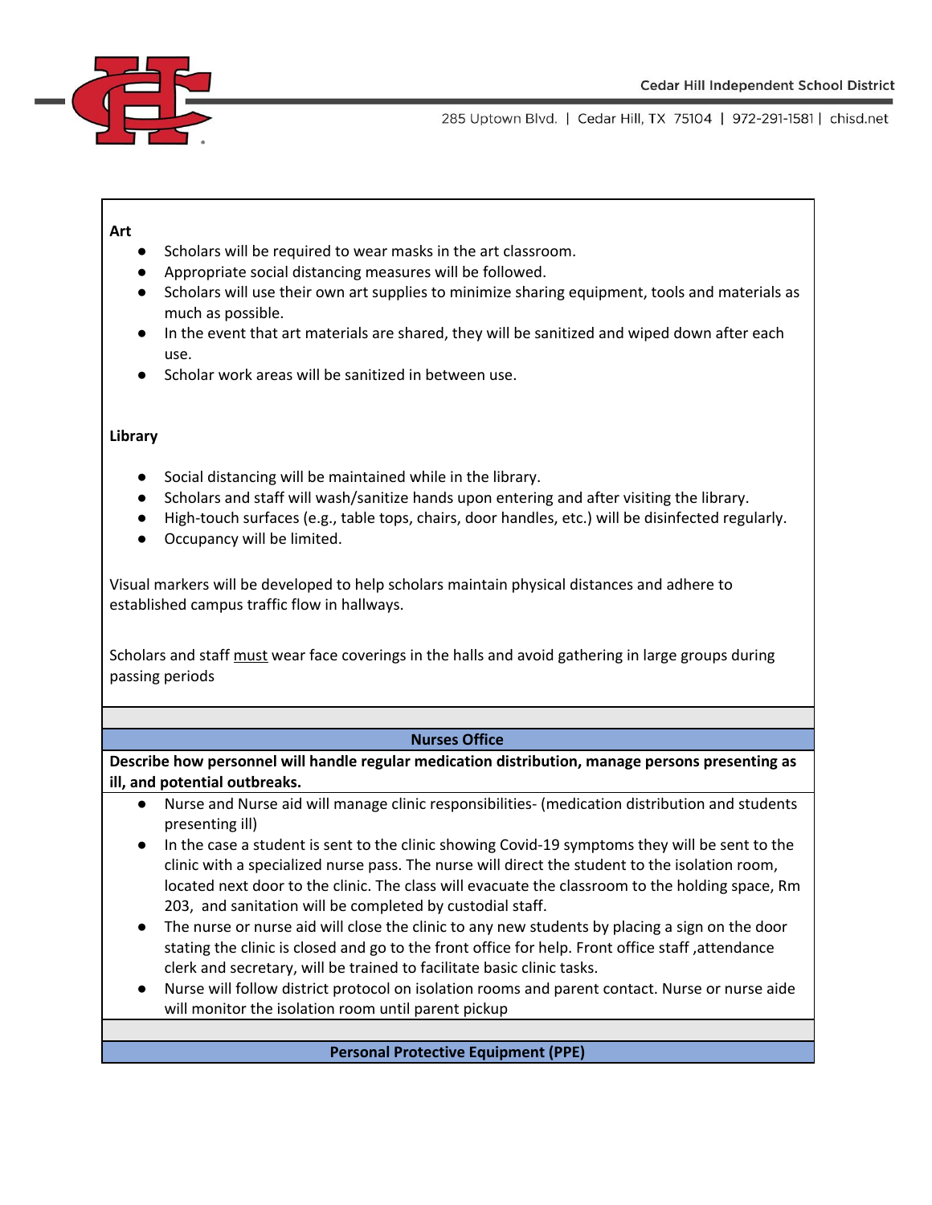**Art**

- Scholars will be required to wear masks in the art classroom.
- Appropriate social distancing measures will be followed.
- Scholars will use their own art supplies to minimize sharing equipment, tools and materials as much as possible.
- In the event that art materials are shared, they will be sanitized and wiped down after each use.
- Scholar work areas will be sanitized in between use.

**Library**

- Social distancing will be maintained while in the library.
- Scholars and staff will wash/sanitize hands upon entering and after visiting the library.
- High-touch surfaces (e.g., table tops, chairs, door handles, etc.) will be disinfected regularly.
- Occupancy will be limited.

Visual markers will be developed to help scholars maintain physical distances and adhere to established campus traffic flow in hallways.

Scholars and staff must wear face coverings in the halls and avoid gathering in large groups during passing periods

## Nurses Office

**Describe how personnel will handle regular medication distribution, manage persons presenting as ill, and potential outbreaks.**

- Nurse and Nurse aid will manage clinic responsibilities- (medication distribution and students presenting ill)
- In the case a student is sent to the clinic showing Covid-19 symptoms they will be sent to the clinic with a specialized nurse pass. The nurse will direct the student to the isolation room, located next door to the clinic. The class will evacuate the classroom to the holding space, Rm 203, and sanitation will be completed by custodial staff.
- The nurse or nurse aid will close the clinic to any new students by placing a sign on the door stating the clinic is closed and go to the front office for help. Front office staff ,attendance clerk and secretary, will be trained to facilitate basic clinic tasks.
- Nurse will follow district protocol on isolation rooms and parent contact. Nurse or nurse aide will monitor the isolation room until parent pickup

## Personal Protective Equipment (PPE)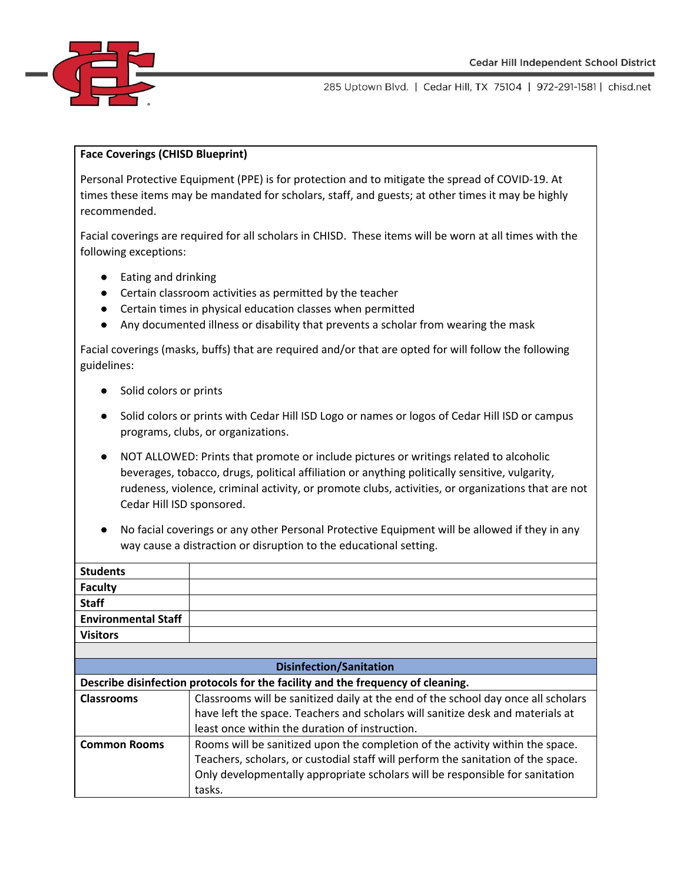**Face Coverings (CHISD Blueprint)**

Personal Protective Equipment (PPE) is for protection and to mitigate the spread of COVID-19. At times these items may be mandated for scholars, staff, and guests; at other times it may be highly recommended.

Facial coverings are required for all scholars in CHISD. These items will be worn at all times with the following exceptions:

- Eating and drinking
- Certain classroom activities as permitted by the teacher
- Certain times in physical education classes when permitted
- Any documented illness or disability that prevents a scholar from wearing the mask

Facial coverings (masks, buffs) that are required and/or that are opted for will follow the following guidelines:

- Solid colors or prints
- Solid colors or prints with Cedar Hill ISD Logo or names or logos of Cedar Hill ISD or campus programs, clubs, or organizations.
- NOT ALLOWED: Prints that promote or include pictures or writings related to alcoholic beverages, tobacco, drugs, political affiliation or anything politically sensitive, vulgarity, rudeness, violence, criminal activity, or promote clubs, activities, or organizations that are not Cedar Hill ISD sponsored.
- No facial coverings or any other Personal Protective Equipment will be allowed if they in any way cause a distraction or disruption to the educational setting.

| | |
|---|---|
| **Students** | |
| **Faculty** | |
| **Staff** | |
| **Environmental Staff** | |
| **Visitors** | |

| **Disinfection/Sanitation** | |
|---|---|
| **Describe disinfection protocols for the facility and the frequency of cleaning.** | |
| **Classrooms** | Classrooms will be sanitized daily at the end of the school day once all scholars have left the space. Teachers and scholars will sanitize desk and materials at least once within the duration of instruction. |
| **Common Rooms** | Rooms will be sanitized upon the completion of the activity within the space. Teachers, scholars, or custodial staff will perform the sanitation of the space. Only developmentally appropriate scholars will be responsible for sanitation tasks. |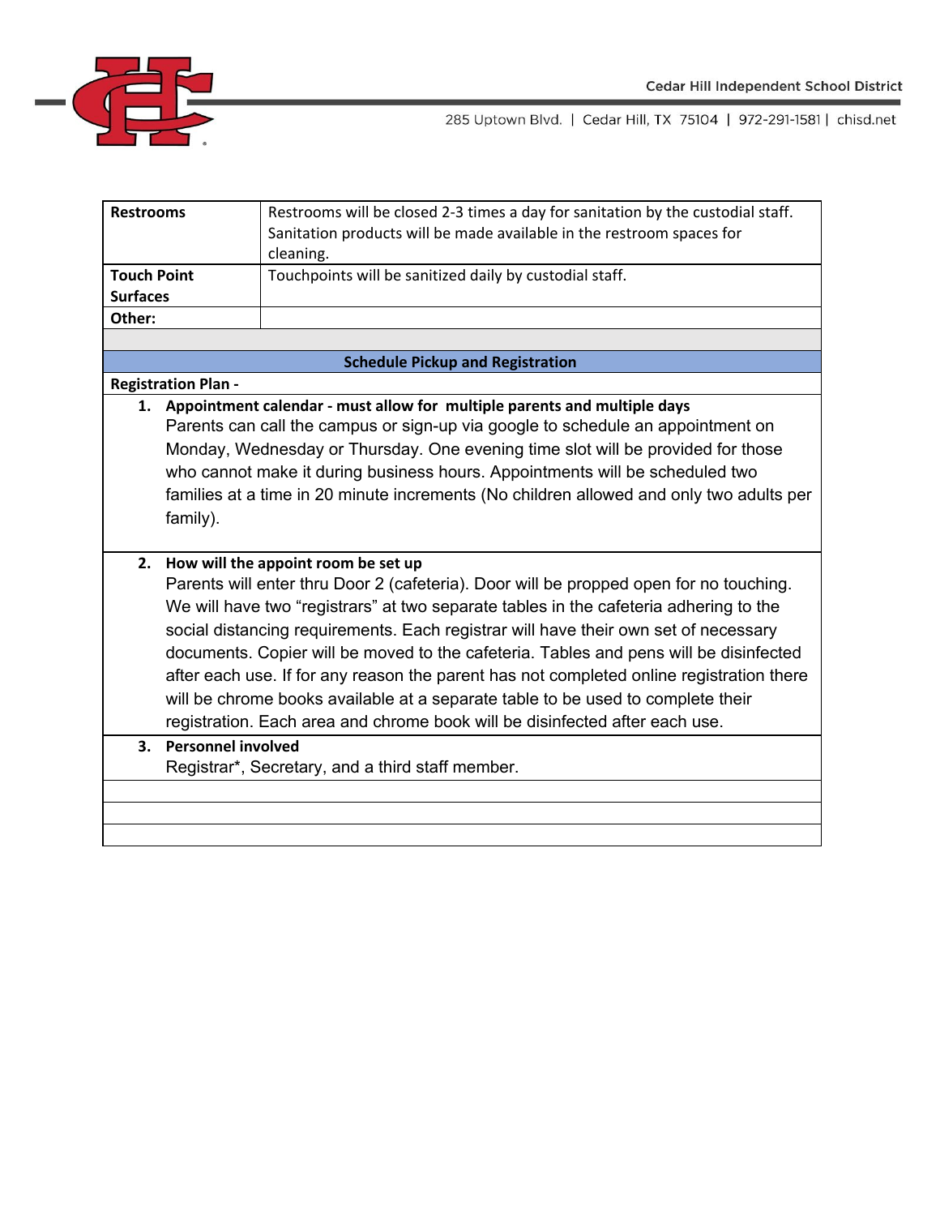| | |
|---|---|
| **Restrooms** | Restrooms will be closed 2-3 times a day for sanitation by the custodial staff. Sanitation products will be made available in the restroom spaces for cleaning. |
| **Touch Point Surfaces** | Touchpoints will be sanitized daily by custodial staff. |
| **Other:** | |

## Schedule Pickup and Registration

**Registration Plan -**

1. **Appointment calendar - must allow for multiple parents and multiple days**
   Parents can call the campus or sign-up via google to schedule an appointment on Monday, Wednesday or Thursday. One evening time slot will be provided for those who cannot make it during business hours. Appointments will be scheduled two families at a time in 20 minute increments (No children allowed and only two adults per family).

2. **How will the appoint room be set up**
   Parents will enter thru Door 2 (cafeteria). Door will be propped open for no touching. We will have two "registrars" at two separate tables in the cafeteria adhering to the social distancing requirements. Each registrar will have their own set of necessary documents. Copier will be moved to the cafeteria. Tables and pens will be disinfected after each use. If for any reason the parent has not completed online registration there will be chrome books available at a separate table to be used to complete their registration. Each area and chrome book will be disinfected after each use.

3. **Personnel involved**
   Registrar*, Secretary, and a third staff member.